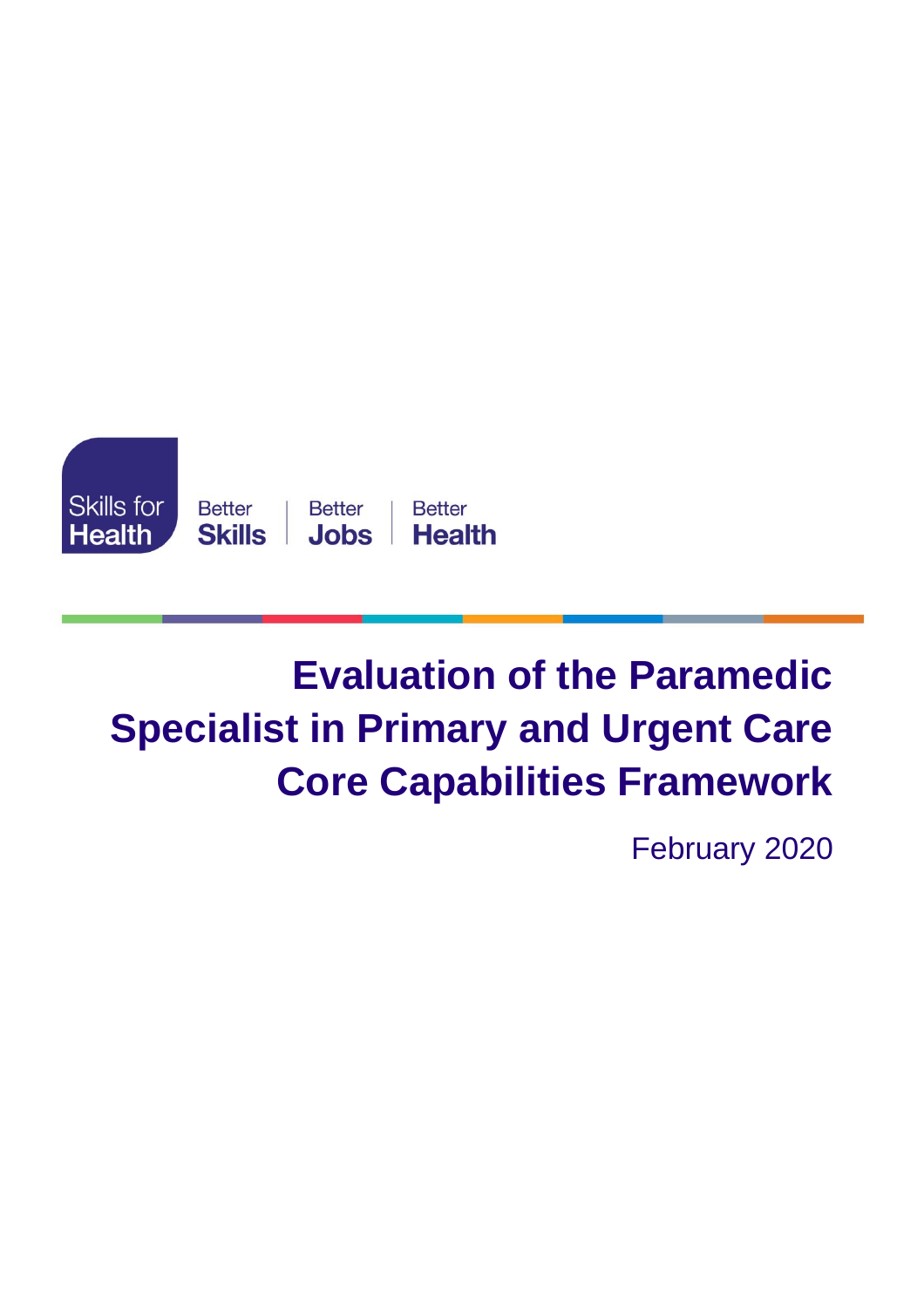Skills for Health

Better Skills | Better Jobs | Better Health

# Evaluation of the Paramedic Specialist in Primary and Urgent Care Core Capabilities Framework

February 2020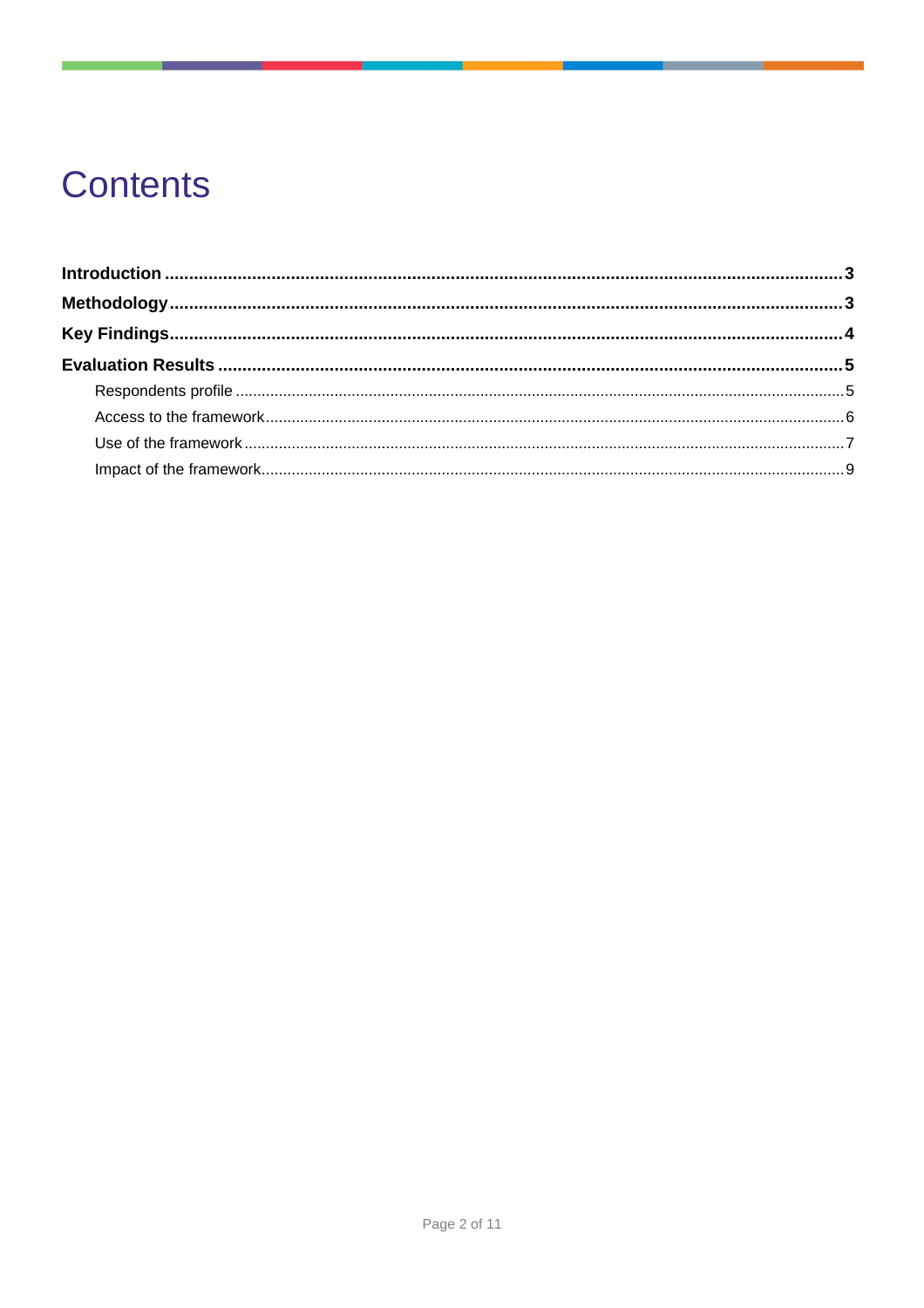# Contents

**Introduction** ........ **3**

**Methodology** ........ **3**

**Key Findings** ........ **4**

**Evaluation Results** ........ **5**

- Respondents profile ........ 5
- Access to the framework ........ 6
- Use of the framework ........ 7
- Impact of the framework ........ 9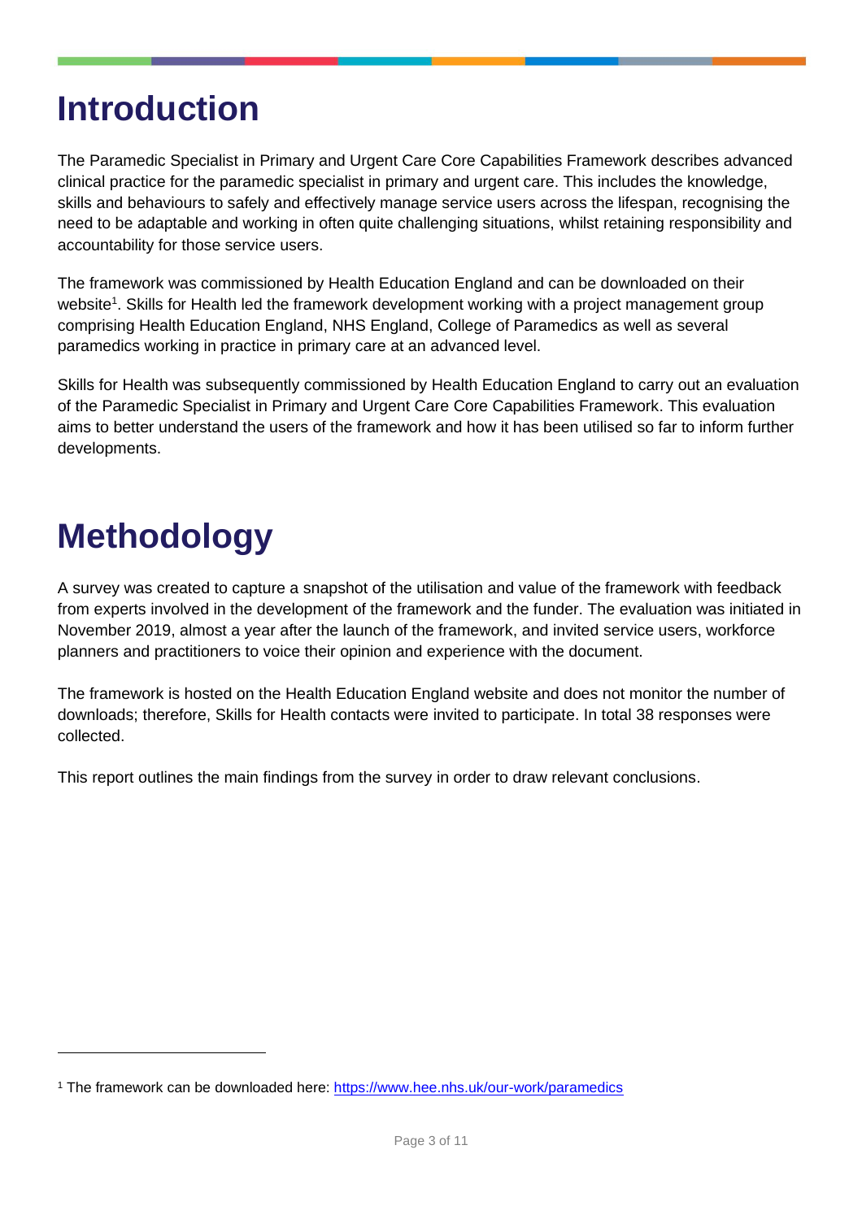# Introduction

The Paramedic Specialist in Primary and Urgent Care Core Capabilities Framework describes advanced clinical practice for the paramedic specialist in primary and urgent care. This includes the knowledge, skills and behaviours to safely and effectively manage service users across the lifespan, recognising the need to be adaptable and working in often quite challenging situations, whilst retaining responsibility and accountability for those service users.

The framework was commissioned by Health Education England and can be downloaded on their website[1]. Skills for Health led the framework development working with a project management group comprising Health Education England, NHS England, College of Paramedics as well as several paramedics working in practice in primary care at an advanced level.

Skills for Health was subsequently commissioned by Health Education England to carry out an evaluation of the Paramedic Specialist in Primary and Urgent Care Core Capabilities Framework. This evaluation aims to better understand the users of the framework and how it has been utilised so far to inform further developments.

# Methodology

A survey was created to capture a snapshot of the utilisation and value of the framework with feedback from experts involved in the development of the framework and the funder. The evaluation was initiated in November 2019, almost a year after the launch of the framework, and invited service users, workforce planners and practitioners to voice their opinion and experience with the document.

The framework is hosted on the Health Education England website and does not monitor the number of downloads; therefore, Skills for Health contacts were invited to participate. In total 38 responses were collected.

This report outlines the main findings from the survey in order to draw relevant conclusions.

---

[1] The framework can be downloaded here: https://www.hee.nhs.uk/our-work/paramedics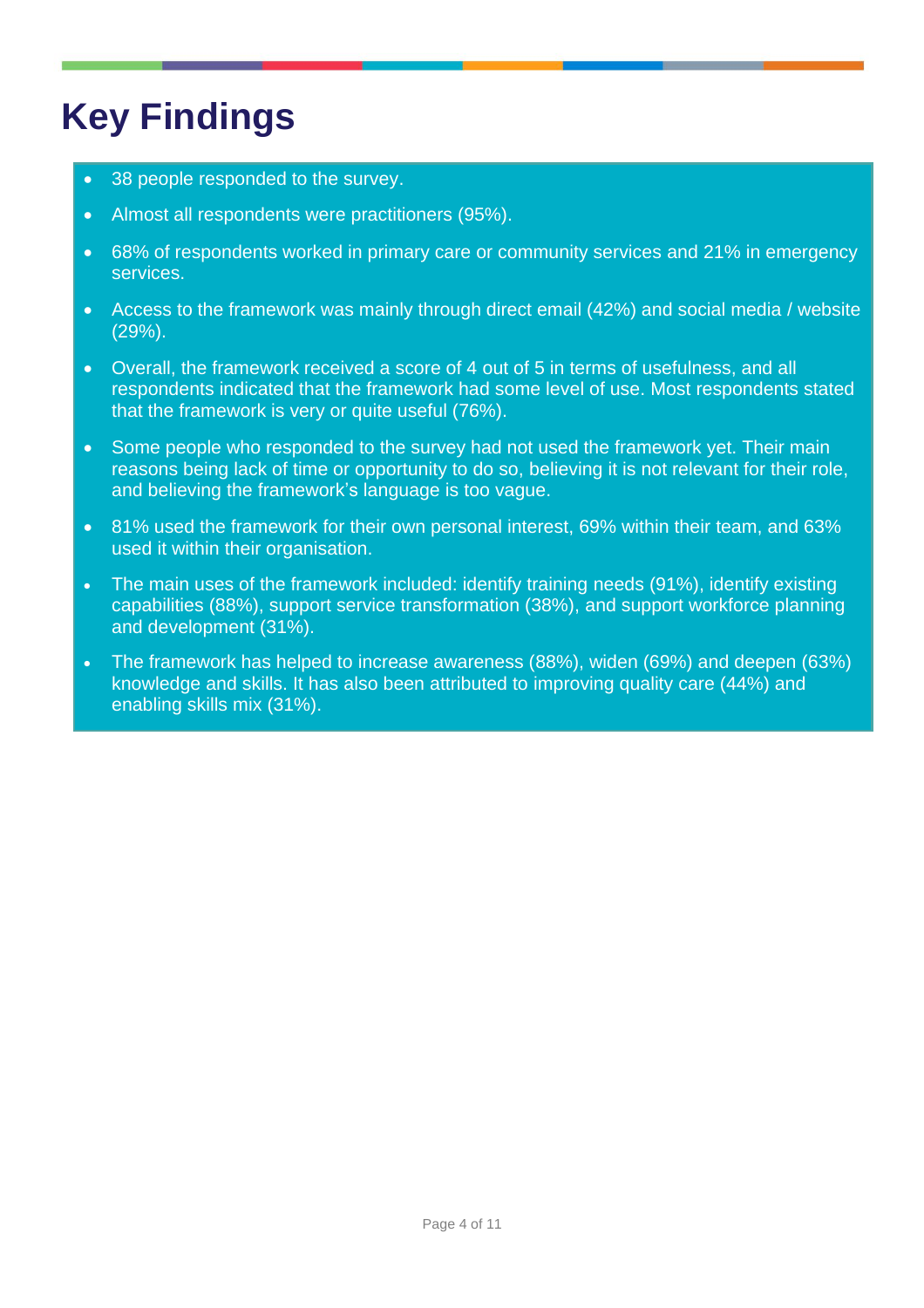# Key Findings

- 38 people responded to the survey.
- Almost all respondents were practitioners (95%).
- 68% of respondents worked in primary care or community services and 21% in emergency services.
- Access to the framework was mainly through direct email (42%) and social media / website (29%).
- Overall, the framework received a score of 4 out of 5 in terms of usefulness, and all respondents indicated that the framework had some level of use. Most respondents stated that the framework is very or quite useful (76%).
- Some people who responded to the survey had not used the framework yet. Their main reasons being lack of time or opportunity to do so, believing it is not relevant for their role, and believing the framework's language is too vague.
- 81% used the framework for their own personal interest, 69% within their team, and 63% used it within their organisation.
- The main uses of the framework included: identify training needs (91%), identify existing capabilities (88%), support service transformation (38%), and support workforce planning and development (31%).
- The framework has helped to increase awareness (88%), widen (69%) and deepen (63%) knowledge and skills. It has also been attributed to improving quality care (44%) and enabling skills mix (31%).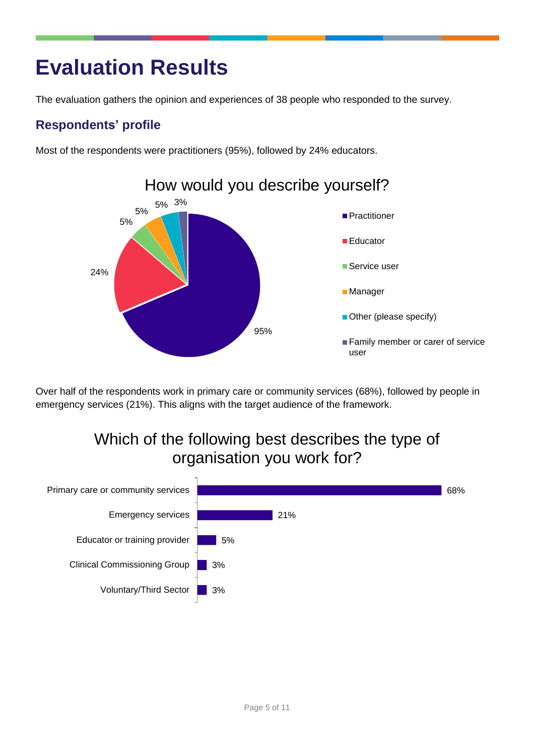# Evaluation Results

The evaluation gathers the opinion and experiences of 38 people who responded to the survey.

## Respondents' profile

Most of the respondents were practitioners (95%), followed by 24% educators.

**How would you describe yourself?**

| Response | Percentage |
| --- | --- |
| Practitioner | 95% |
| Educator | 24% |
| Service user | 5% |
| Manager | 5% |
| Other (please specify) | 5% |
| Family member or carer of service user | 3% |

Over half of the respondents work in primary care or community services (68%), followed by people in emergency services (21%). This aligns with the target audience of the framework.

**Which of the following best describes the type of organisation you work for?**

| Organisation type | Percentage |
| --- | --- |
| Primary care or community services | 68% |
| Emergency services | 21% |
| Educator or training provider | 5% |
| Clinical Commissioning Group | 3% |
| Voluntary/Third Sector | 3% |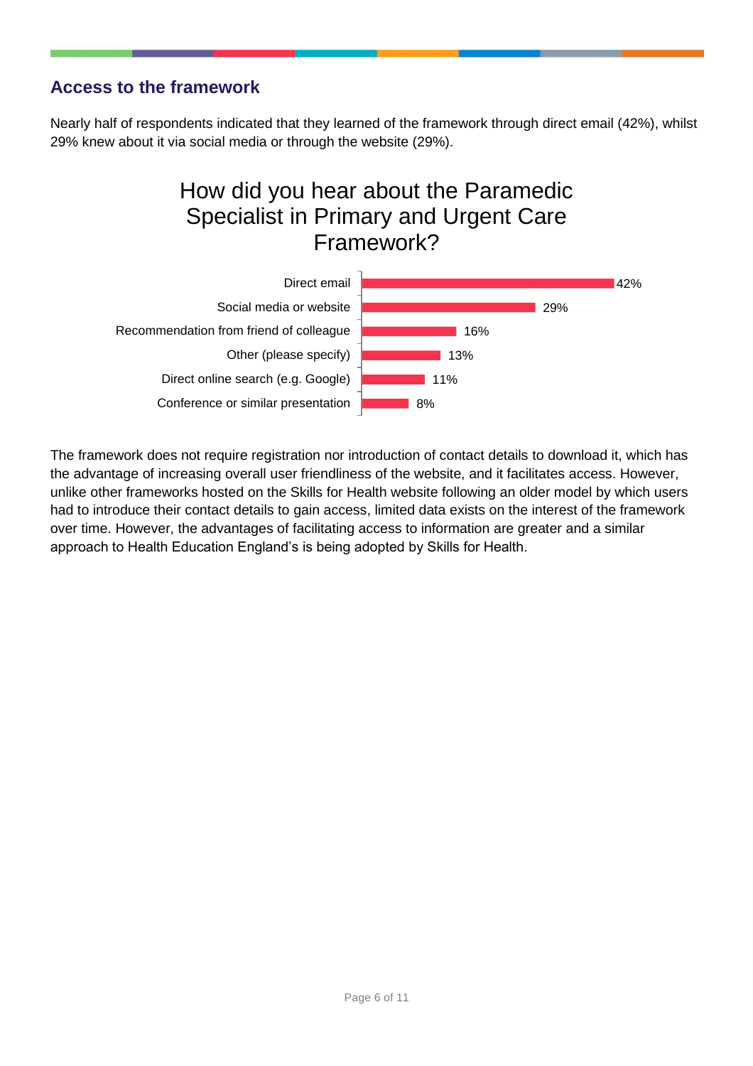## Access to the framework

Nearly half of respondents indicated that they learned of the framework through direct email (42%), whilst 29% knew about it via social media or through the website (29%).

**How did you hear about the Paramedic Specialist in Primary and Urgent Care Framework?**

| Source | Percentage |
|---|---|
| Direct email | 42% |
| Social media or website | 29% |
| Recommendation from friend of colleague | 16% |
| Other (please specify) | 13% |
| Direct online search (e.g. Google) | 11% |
| Conference or similar presentation | 8% |

The framework does not require registration nor introduction of contact details to download it, which has the advantage of increasing overall user friendliness of the website, and it facilitates access. However, unlike other frameworks hosted on the Skills for Health website following an older model by which users had to introduce their contact details to gain access, limited data exists on the interest of the framework over time. However, the advantages of facilitating access to information are greater and a similar approach to Health Education England's is being adopted by Skills for Health.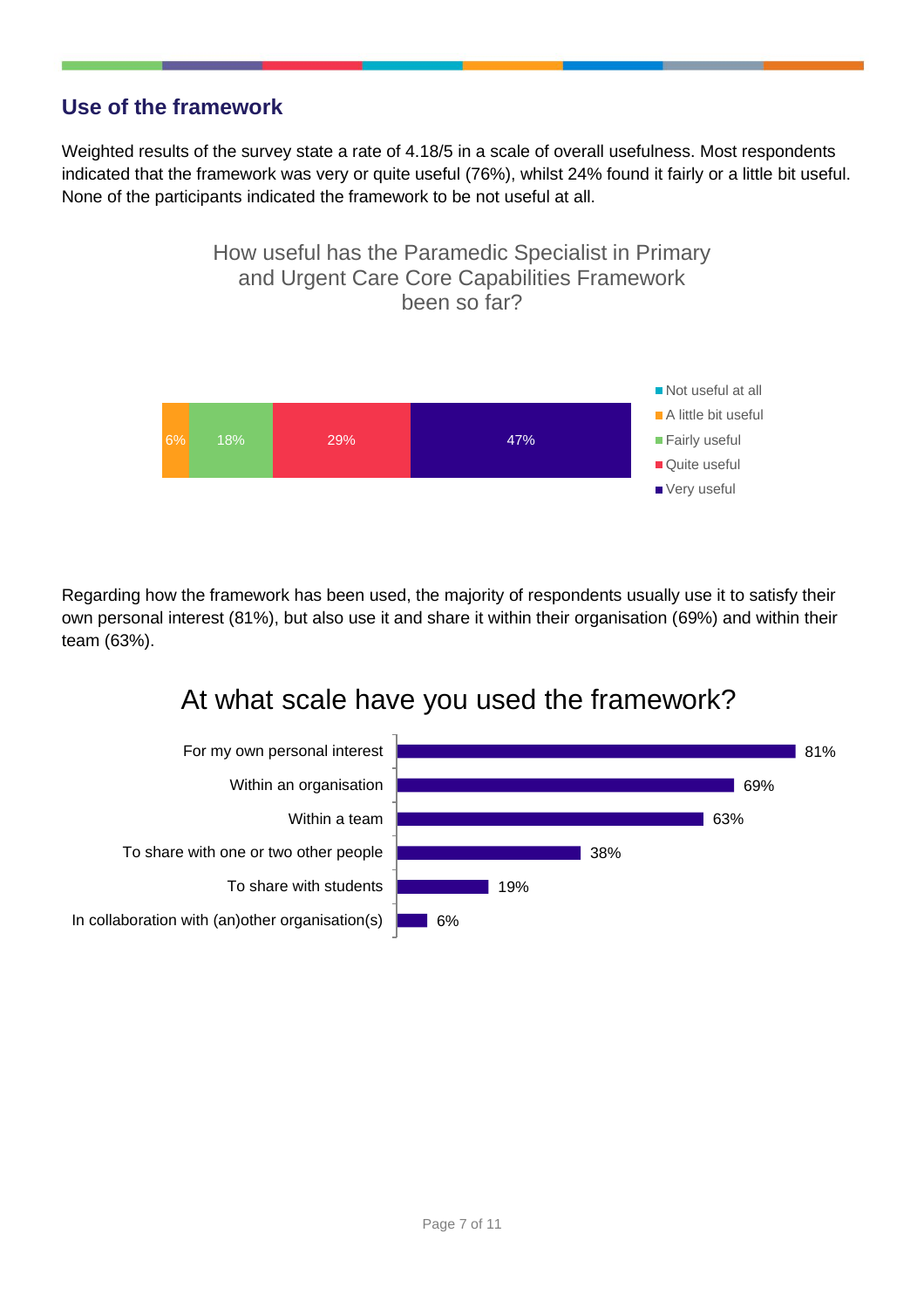## Use of the framework

Weighted results of the survey state a rate of 4.18/5 in a scale of overall usefulness. Most respondents indicated that the framework was very or quite useful (76%), whilst 24% found it fairly or a little bit useful. None of the participants indicated the framework to be not useful at all.

How useful has the Paramedic Specialist in Primary and Urgent Care Core Capabilities Framework been so far?

| Response | % |
| --- | --- |
| Not useful at all | |
| A little bit useful | 6% |
| Fairly useful | 18% |
| Quite useful | 29% |
| Very useful | 47% |

Regarding how the framework has been used, the majority of respondents usually use it to satisfy their own personal interest (81%), but also use it and share it within their organisation (69%) and within their team (63%).

At what scale have you used the framework?

| Scale | % |
| --- | --- |
| For my own personal interest | 81% |
| Within an organisation | 69% |
| Within a team | 63% |
| To share with one or two other people | 38% |
| To share with students | 19% |
| In collaboration with (an)other organisation(s) | 6% |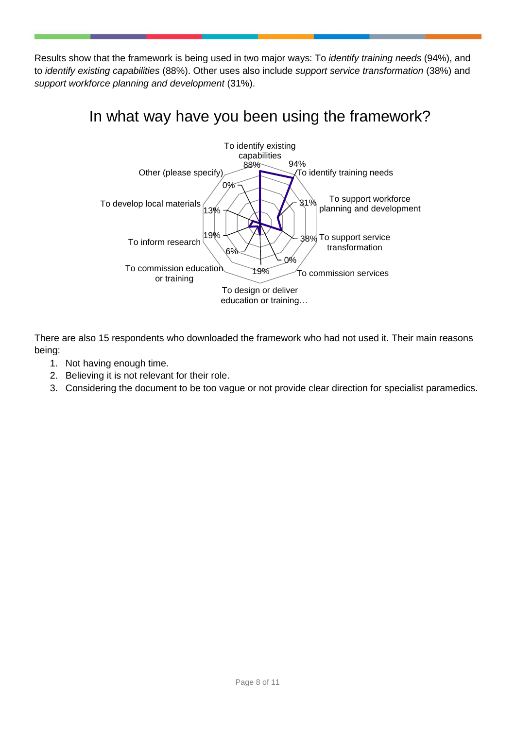Results show that the framework is being used in two major ways: To *identify training needs* (94%), and to *identify existing capabilities* (88%). Other uses also include *support service transformation* (38%) and *support workforce planning and development* (31%).

## In what way have you been using the framework?

| Use | Percentage |
|---|---|
| To identify existing capabilities | 88% |
| To identify training needs | 94% |
| To support workforce planning and development | 31% |
| To support service transformation | 38% |
| To commission services | 0% |
| To design or deliver education or training… | 19% |
| To commission education or training | 6% |
| To inform research | 19% |
| To develop local materials | 13% |
| Other (please specify) | 0% |

There are also 15 respondents who downloaded the framework who had not used it. Their main reasons being:

1. Not having enough time.
2. Believing it is not relevant for their role.
3. Considering the document to be too vague or not provide clear direction for specialist paramedics.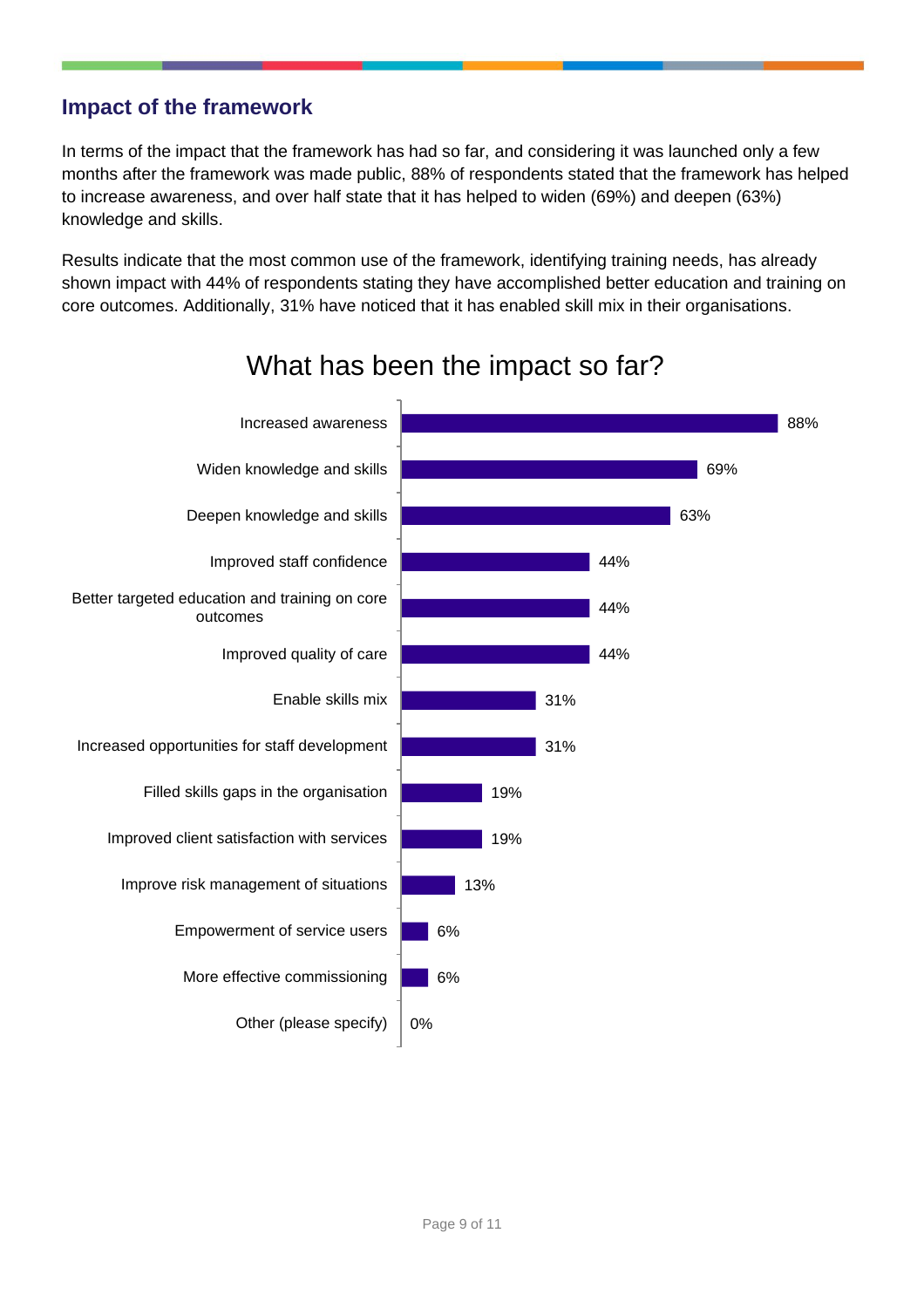## Impact of the framework

In terms of the impact that the framework has had so far, and considering it was launched only a few months after the framework was made public, 88% of respondents stated that the framework has helped to increase awareness, and over half state that it has helped to widen (69%) and deepen (63%) knowledge and skills.

Results indicate that the most common use of the framework, identifying training needs, has already shown impact with 44% of respondents stating they have accomplished better education and training on core outcomes. Additionally, 31% have noticed that it has enabled skill mix in their organisations.

### What has been the impact so far?

| Impact | % |
|---|---|
| Increased awareness | 88% |
| Widen knowledge and skills | 69% |
| Deepen knowledge and skills | 63% |
| Improved staff confidence | 44% |
| Better targeted education and training on core outcomes | 44% |
| Improved quality of care | 44% |
| Enable skills mix | 31% |
| Increased opportunities for staff development | 31% |
| Filled skills gaps in the organisation | 19% |
| Improved client satisfaction with services | 19% |
| Improve risk management of situations | 13% |
| Empowerment of service users | 6% |
| More effective commissioning | 6% |
| Other (please specify) | 0% |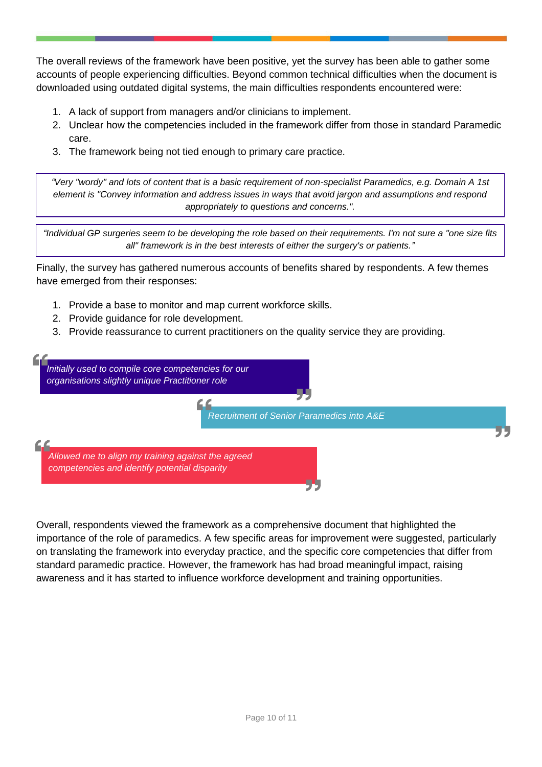The overall reviews of the framework have been positive, yet the survey has been able to gather some accounts of people experiencing difficulties. Beyond common technical difficulties when the document is downloaded using outdated digital systems, the main difficulties respondents encountered were:

1. A lack of support from managers and/or clinicians to implement.
2. Unclear how the competencies included in the framework differ from those in standard Paramedic care.
3. The framework being not tied enough to primary care practice.

> *"Very "wordy" and lots of content that is a basic requirement of non-specialist Paramedics, e.g. Domain A 1st element is "Convey information and address issues in ways that avoid jargon and assumptions and respond appropriately to questions and concerns.".*

> *"Individual GP surgeries seem to be developing the role based on their requirements. I'm not sure a "one size fits all" framework is in the best interests of either the surgery's or patients."*

Finally, the survey has gathered numerous accounts of benefits shared by respondents. A few themes have emerged from their responses:

1. Provide a base to monitor and map current workforce skills.
2. Provide guidance for role development.
3. Provide reassurance to current practitioners on the quality service they are providing.

> *"Initially used to compile core competencies for our organisations slightly unique Practitioner role"*

> *"Recruitment of Senior Paramedics into A&E"*

> *"Allowed me to align my training against the agreed competencies and identify potential disparity"*

Overall, respondents viewed the framework as a comprehensive document that highlighted the importance of the role of paramedics. A few specific areas for improvement were suggested, particularly on translating the framework into everyday practice, and the specific core competencies that differ from standard paramedic practice. However, the framework has had broad meaningful impact, raising awareness and it has started to influence workforce development and training opportunities.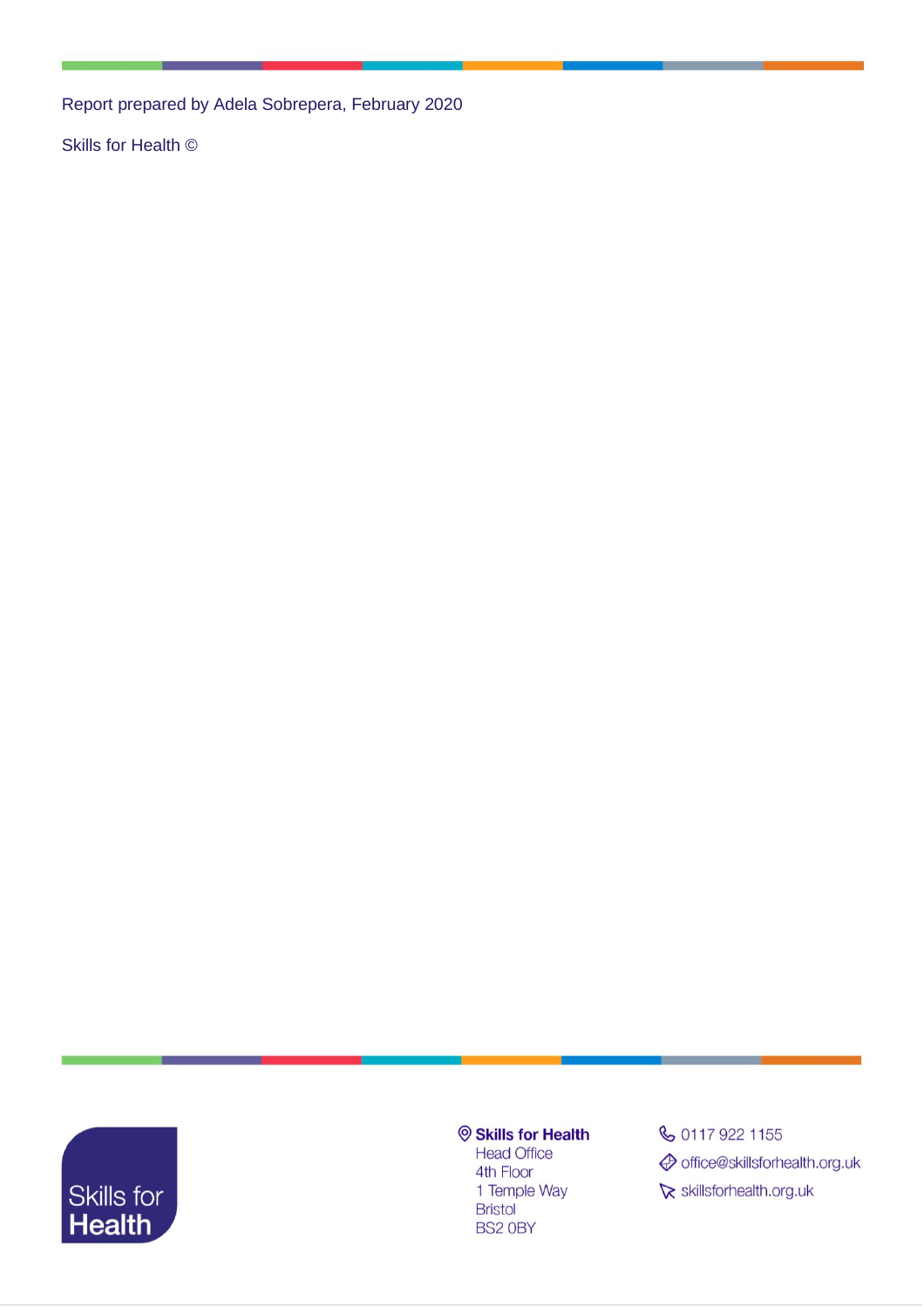Report prepared by Adela Sobrepera, February 2020

Skills for Health ©

Skills for Health

**Skills for Health**
Head Office
4th Floor
1 Temple Way
Bristol
BS2 0BY

0117 922 1155
office@skillsforhealth.org.uk
skillsforhealth.org.uk